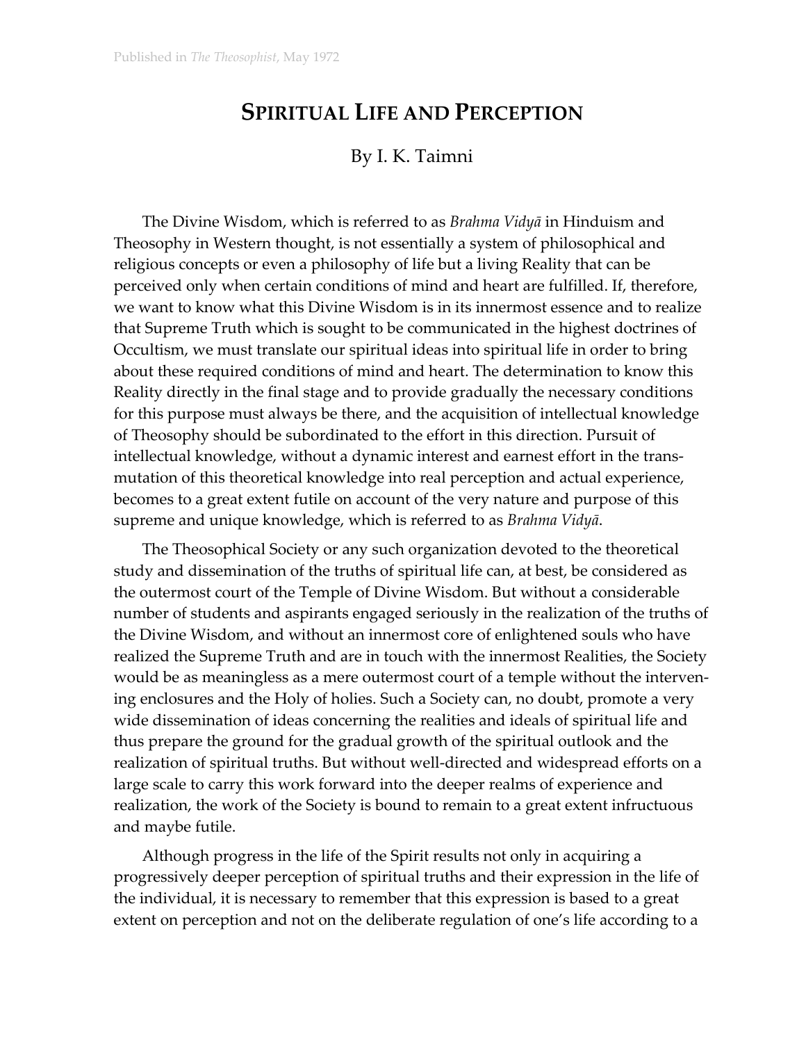Published in *The Theosophist*, May 1972

# SPIRITUAL LIFE AND PERCEPTION

By I. K. Taimni

The Divine Wisdom, which is referred to as *Brahma Vidyā* in Hinduism and Theosophy in Western thought, is not essentially a system of philosophical and religious concepts or even a philosophy of life but a living Reality that can be perceived only when certain conditions of mind and heart are fulfilled. If, therefore, we want to know what this Divine Wisdom is in its innermost essence and to realize that Supreme Truth which is sought to be communicated in the highest doctrines of Occultism, we must translate our spiritual ideas into spiritual life in order to bring about these required conditions of mind and heart. The determination to know this Reality directly in the final stage and to provide gradually the necessary conditions for this purpose must always be there, and the acquisition of intellectual knowledge of Theosophy should be subordinated to the effort in this direction. Pursuit of intellectual knowledge, without a dynamic interest and earnest effort in the transmutation of this theoretical knowledge into real perception and actual experience, becomes to a great extent futile on account of the very nature and purpose of this supreme and unique knowledge, which is referred to as *Brahma Vidyā*.

The Theosophical Society or any such organization devoted to the theoretical study and dissemination of the truths of spiritual life can, at best, be considered as the outermost court of the Temple of Divine Wisdom. But without a considerable number of students and aspirants engaged seriously in the realization of the truths of the Divine Wisdom, and without an innermost core of enlightened souls who have realized the Supreme Truth and are in touch with the innermost Realities, the Society would be as meaningless as a mere outermost court of a temple without the intervening enclosures and the Holy of holies. Such a Society can, no doubt, promote a very wide dissemination of ideas concerning the realities and ideals of spiritual life and thus prepare the ground for the gradual growth of the spiritual outlook and the realization of spiritual truths. But without well-directed and widespread efforts on a large scale to carry this work forward into the deeper realms of experience and realization, the work of the Society is bound to remain to a great extent infructuous and maybe futile.

Although progress in the life of the Spirit results not only in acquiring a progressively deeper perception of spiritual truths and their expression in the life of the individual, it is necessary to remember that this expression is based to a great extent on perception and not on the deliberate regulation of one's life according to a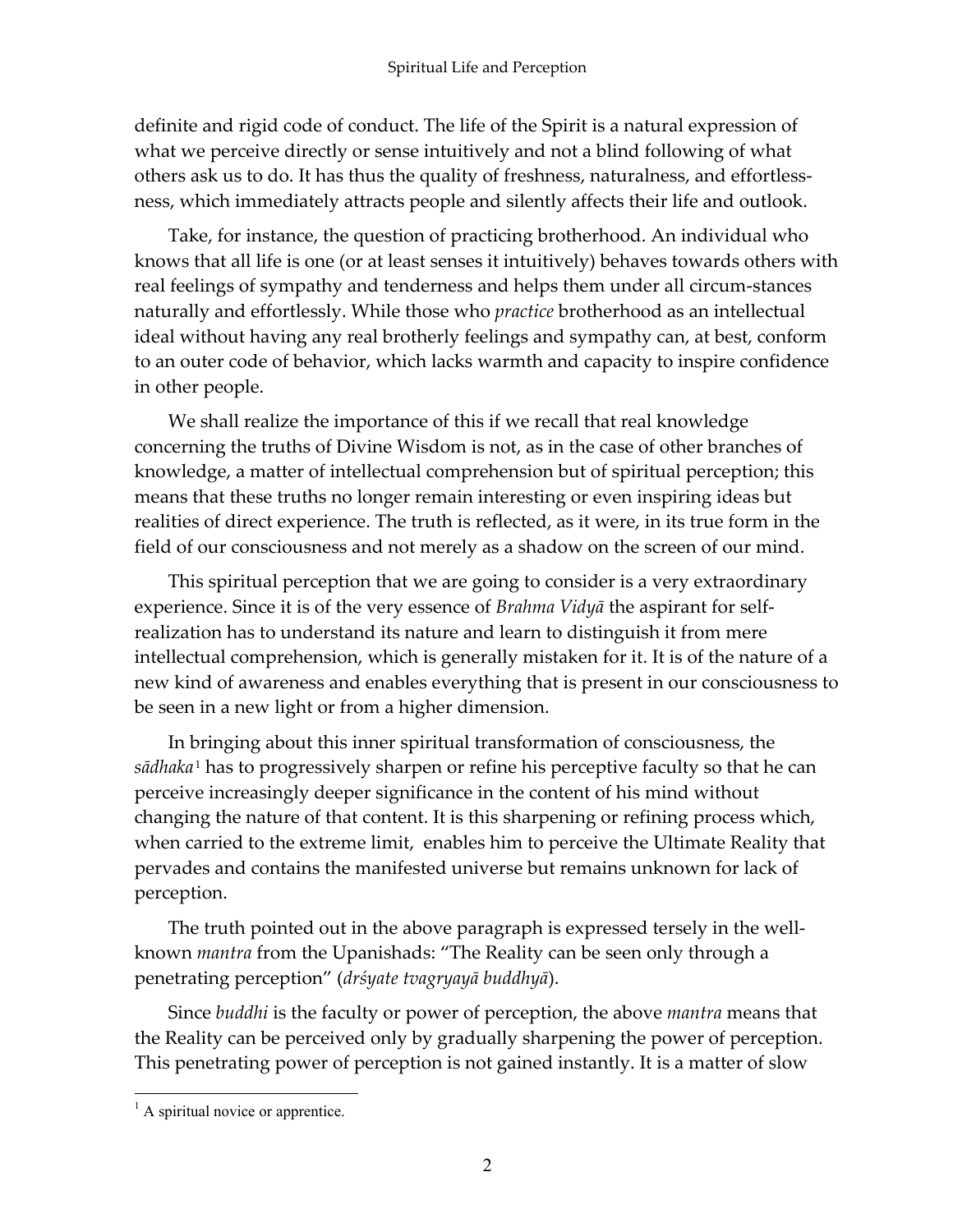definite and rigid code of conduct. The life of the Spirit is a natural expression of what we perceive directly or sense intuitively and not a blind following of what others ask us to do. It has thus the quality of freshness, naturalness, and effortlessness, which immediately attracts people and silently affects their life and outlook.

Take, for instance, the question of practicing brotherhood. An individual who knows that all life is one (or at least senses it intuitively) behaves towards others with real feelings of sympathy and tenderness and helps them under all circum-stances naturally and effortlessly. While those who *practice* brotherhood as an intellectual ideal without having any real brotherly feelings and sympathy can, at best, conform to an outer code of behavior, which lacks warmth and capacity to inspire confidence in other people.

We shall realize the importance of this if we recall that real knowledge concerning the truths of Divine Wisdom is not, as in the case of other branches of knowledge, a matter of intellectual comprehension but of spiritual perception; this means that these truths no longer remain interesting or even inspiring ideas but realities of direct experience. The truth is reflected, as it were, in its true form in the field of our consciousness and not merely as a shadow on the screen of our mind.

This spiritual perception that we are going to consider is a very extraordinary experience. Since it is of the very essence of *Brahma Vidyā* the aspirant for self-realization has to understand its nature and learn to distinguish it from mere intellectual comprehension, which is generally mistaken for it. It is of the nature of a new kind of awareness and enables everything that is present in our consciousness to be seen in a new light or from a higher dimension.

In bringing about this inner spiritual transformation of consciousness, the *sādhaka*[1] has to progressively sharpen or refine his perceptive faculty so that he can perceive increasingly deeper significance in the content of his mind without changing the nature of that content. It is this sharpening or refining process which, when carried to the extreme limit, enables him to perceive the Ultimate Reality that pervades and contains the manifested universe but remains unknown for lack of perception.

The truth pointed out in the above paragraph is expressed tersely in the well-known *mantra* from the Upanishads: "The Reality can be seen only through a penetrating perception" (*dŕśyate tvagryayā buddhyā*).

Since *buddhi* is the faculty or power of perception, the above *mantra* means that the Reality can be perceived only by gradually sharpening the power of perception. This penetrating power of perception is not gained instantly. It is a matter of slow

[1] A spiritual novice or apprentice.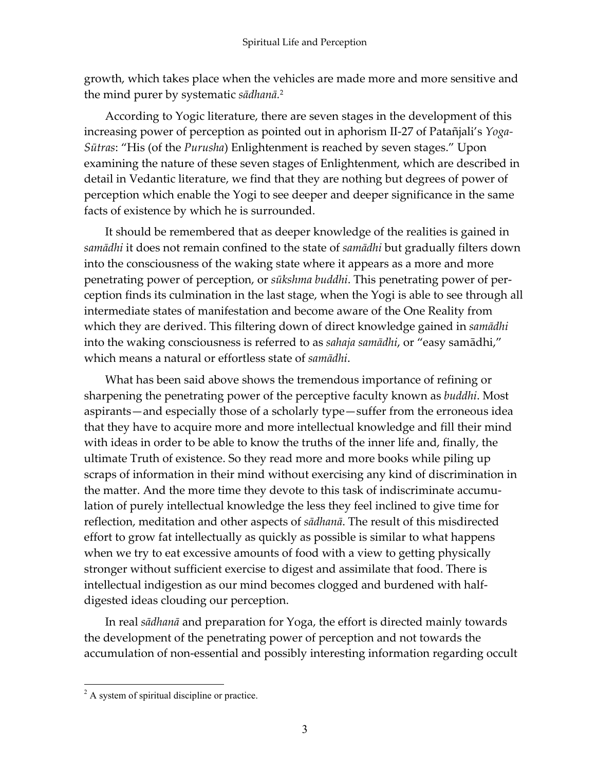growth, which takes place when the vehicles are made more and more sensitive and the mind purer by systematic *sādhanā*.[2]

According to Yogic literature, there are seven stages in the development of this increasing power of perception as pointed out in aphorism II-27 of Patañjali's *Yoga-Sūtras*: "His (of the *Purusha*) Enlightenment is reached by seven stages." Upon examining the nature of these seven stages of Enlightenment, which are described in detail in Vedantic literature, we find that they are nothing but degrees of power of perception which enable the Yogi to see deeper and deeper significance in the same facts of existence by which he is surrounded.

It should be remembered that as deeper knowledge of the realities is gained in *samādhi* it does not remain confined to the state of *samādhi* but gradually filters down into the consciousness of the waking state where it appears as a more and more penetrating power of perception, or *sūkshma buddhi*. This penetrating power of perception finds its culmination in the last stage, when the Yogi is able to see through all intermediate states of manifestation and become aware of the One Reality from which they are derived. This filtering down of direct knowledge gained in *samādhi* into the waking consciousness is referred to as *sahaja samādhi*, or "easy samādhi," which means a natural or effortless state of *samādhi*.

What has been said above shows the tremendous importance of refining or sharpening the penetrating power of the perceptive faculty known as *buddhi*. Most aspirants—and especially those of a scholarly type—suffer from the erroneous idea that they have to acquire more and more intellectual knowledge and fill their mind with ideas in order to be able to know the truths of the inner life and, finally, the ultimate Truth of existence. So they read more and more books while piling up scraps of information in their mind without exercising any kind of discrimination in the matter. And the more time they devote to this task of indiscriminate accumulation of purely intellectual knowledge the less they feel inclined to give time for reflection, meditation and other aspects of *sādhanā*. The result of this misdirected effort to grow fat intellectually as quickly as possible is similar to what happens when we try to eat excessive amounts of food with a view to getting physically stronger without sufficient exercise to digest and assimilate that food. There is intellectual indigestion as our mind becomes clogged and burdened with half-digested ideas clouding our perception.

In real *sādhanā* and preparation for Yoga, the effort is directed mainly towards the development of the penetrating power of perception and not towards the accumulation of non-essential and possibly interesting information regarding occult

[2] A system of spiritual discipline or practice.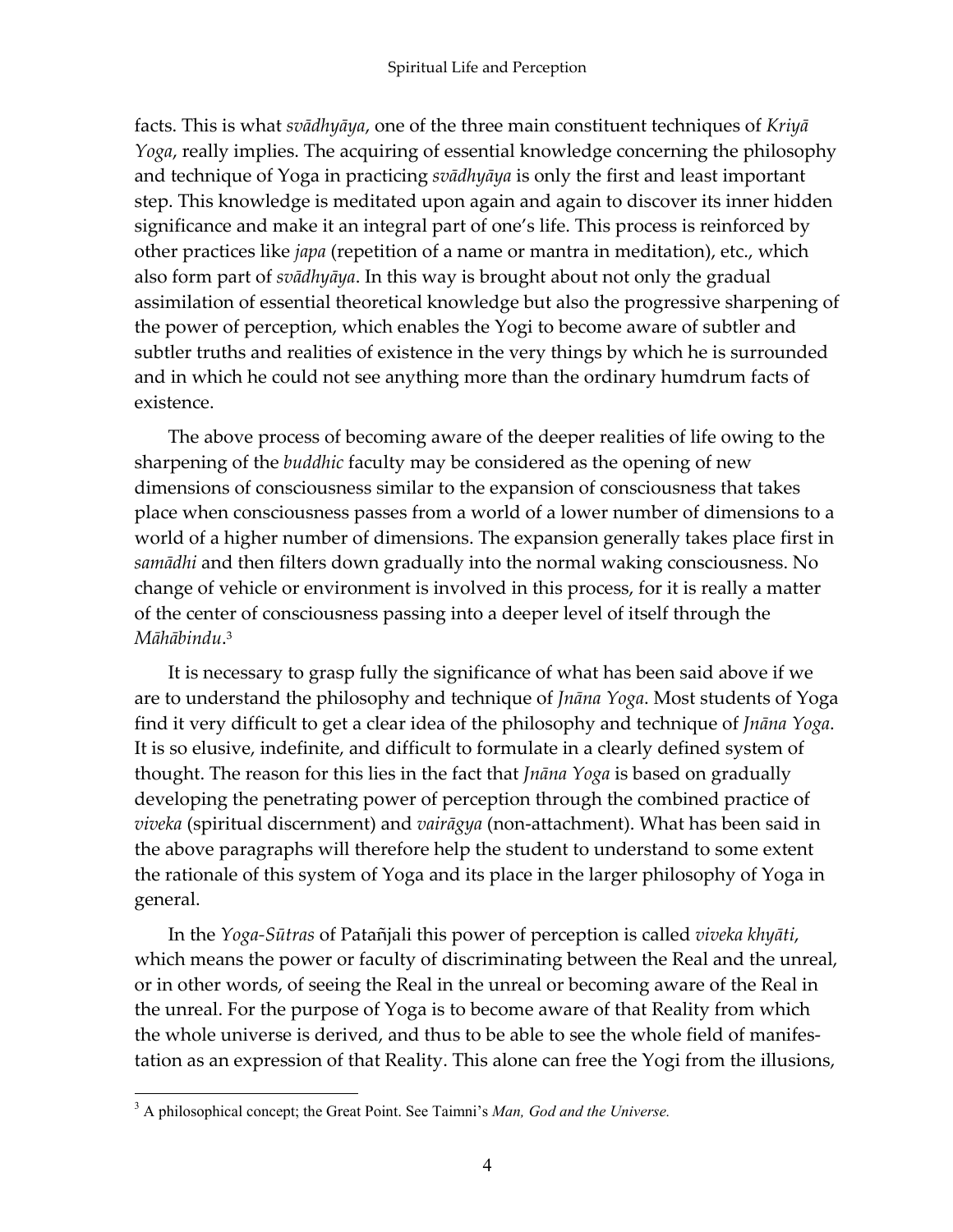facts. This is what *svādhyāya*, one of the three main constituent techniques of *Kriyā Yoga*, really implies. The acquiring of essential knowledge concerning the philosophy and technique of Yoga in practicing *svādhyāya* is only the first and least important step. This knowledge is meditated upon again and again to discover its inner hidden significance and make it an integral part of one's life. This process is reinforced by other practices like *japa* (repetition of a name or mantra in meditation), etc., which also form part of *svādhyāya*. In this way is brought about not only the gradual assimilation of essential theoretical knowledge but also the progressive sharpening of the power of perception, which enables the Yogi to become aware of subtler and subtler truths and realities of existence in the very things by which he is surrounded and in which he could not see anything more than the ordinary humdrum facts of existence.

The above process of becoming aware of the deeper realities of life owing to the sharpening of the *buddhic* faculty may be considered as the opening of new dimensions of consciousness similar to the expansion of consciousness that takes place when consciousness passes from a world of a lower number of dimensions to a world of a higher number of dimensions. The expansion generally takes place first in *samādhi* and then filters down gradually into the normal waking consciousness. No change of vehicle or environment is involved in this process, for it is really a matter of the center of consciousness passing into a deeper level of itself through the *Māhābindu*.[3]

It is necessary to grasp fully the significance of what has been said above if we are to understand the philosophy and technique of *Jnāna Yoga*. Most students of Yoga find it very difficult to get a clear idea of the philosophy and technique of *Jnāna Yoga*. It is so elusive, indefinite, and difficult to formulate in a clearly defined system of thought. The reason for this lies in the fact that *Jnāna Yoga* is based on gradually developing the penetrating power of perception through the combined practice of *viveka* (spiritual discernment) and *vairāgya* (non-attachment). What has been said in the above paragraphs will therefore help the student to understand to some extent the rationale of this system of Yoga and its place in the larger philosophy of Yoga in general.

In the *Yoga-Sūtras* of Patañjali this power of perception is called *viveka khyāti*, which means the power or faculty of discriminating between the Real and the unreal, or in other words, of seeing the Real in the unreal or becoming aware of the Real in the unreal. For the purpose of Yoga is to become aware of that Reality from which the whole universe is derived, and thus to be able to see the whole field of manifestation as an expression of that Reality. This alone can free the Yogi from the illusions,

[3] A philosophical concept; the Great Point. See Taimni's *Man, God and the Universe.*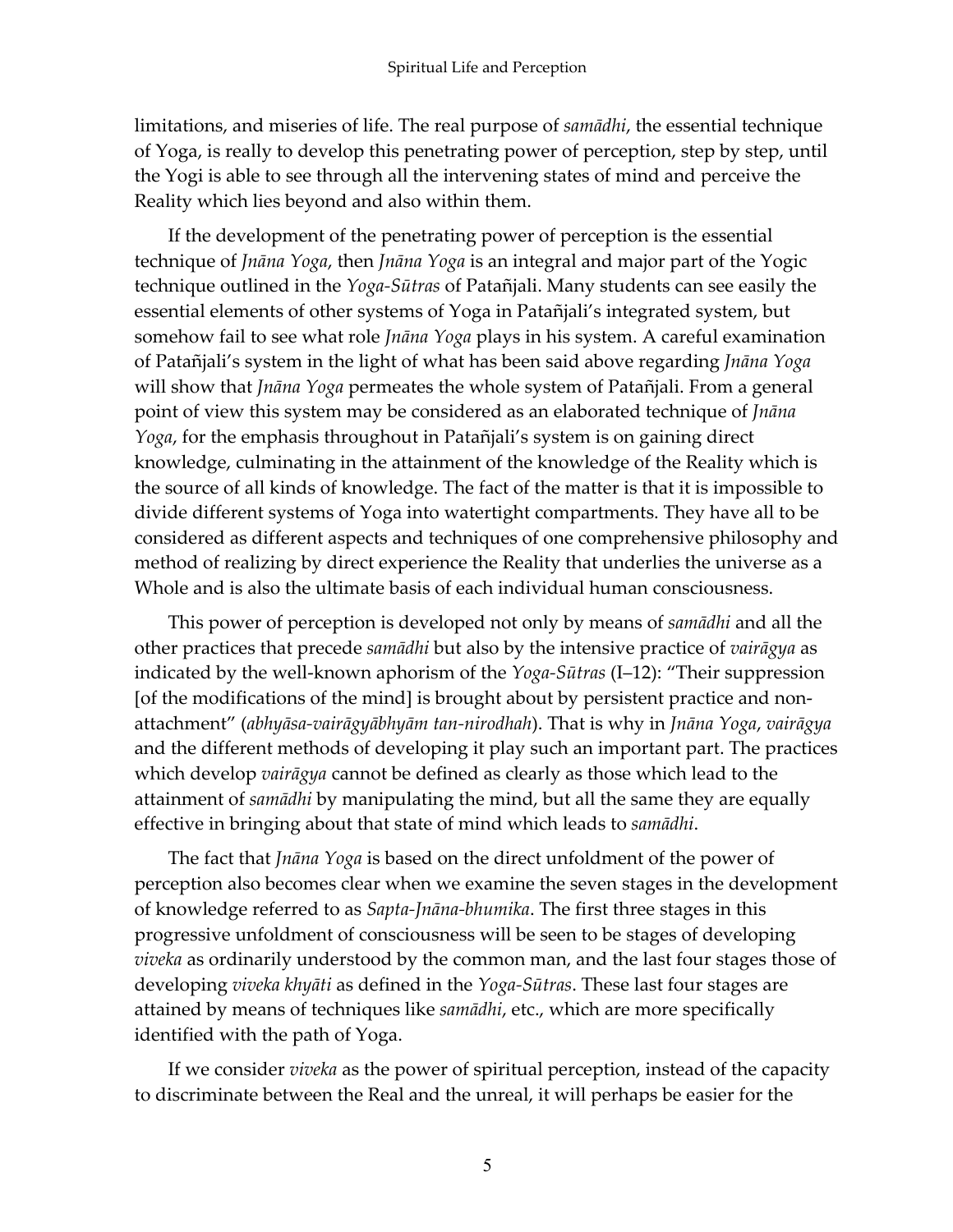limitations, and miseries of life. The real purpose of *samādhi*, the essential technique of Yoga, is really to develop this penetrating power of perception, step by step, until the Yogi is able to see through all the intervening states of mind and perceive the Reality which lies beyond and also within them.

If the development of the penetrating power of perception is the essential technique of *Jnāna Yoga*, then *Jnāna Yoga* is an integral and major part of the Yogic technique outlined in the *Yoga-Sūtras* of Patañjali. Many students can see easily the essential elements of other systems of Yoga in Patañjali's integrated system, but somehow fail to see what role *Jnāna Yoga* plays in his system. A careful examination of Patañjali's system in the light of what has been said above regarding *Jnāna Yoga* will show that *Jnāna Yoga* permeates the whole system of Patañjali. From a general point of view this system may be considered as an elaborated technique of *Jnāna Yoga*, for the emphasis throughout in Patañjali's system is on gaining direct knowledge, culminating in the attainment of the knowledge of the Reality which is the source of all kinds of knowledge. The fact of the matter is that it is impossible to divide different systems of Yoga into watertight compartments. They have all to be considered as different aspects and techniques of one comprehensive philosophy and method of realizing by direct experience the Reality that underlies the universe as a Whole and is also the ultimate basis of each individual human consciousness.

This power of perception is developed not only by means of *samādhi* and all the other practices that precede *samādhi* but also by the intensive practice of *vairāgya* as indicated by the well-known aphorism of the *Yoga-Sūtras* (I–12): "Their suppression [of the modifications of the mind] is brought about by persistent practice and non-attachment" (*abhyāsa-vairāgyābhyām tan-nirodhah*). That is why in *Jnāna Yoga*, *vairāgya* and the different methods of developing it play such an important part. The practices which develop *vairāgya* cannot be defined as clearly as those which lead to the attainment of *samādhi* by manipulating the mind, but all the same they are equally effective in bringing about that state of mind which leads to *samādhi*.

The fact that *Jnāna Yoga* is based on the direct unfoldment of the power of perception also becomes clear when we examine the seven stages in the development of knowledge referred to as *Sapta-Jnāna-bhumika*. The first three stages in this progressive unfoldment of consciousness will be seen to be stages of developing *viveka* as ordinarily understood by the common man, and the last four stages those of developing *viveka khyāti* as defined in the *Yoga-Sūtras*. These last four stages are attained by means of techniques like *samādhi*, etc., which are more specifically identified with the path of Yoga.

If we consider *viveka* as the power of spiritual perception, instead of the capacity to discriminate between the Real and the unreal, it will perhaps be easier for the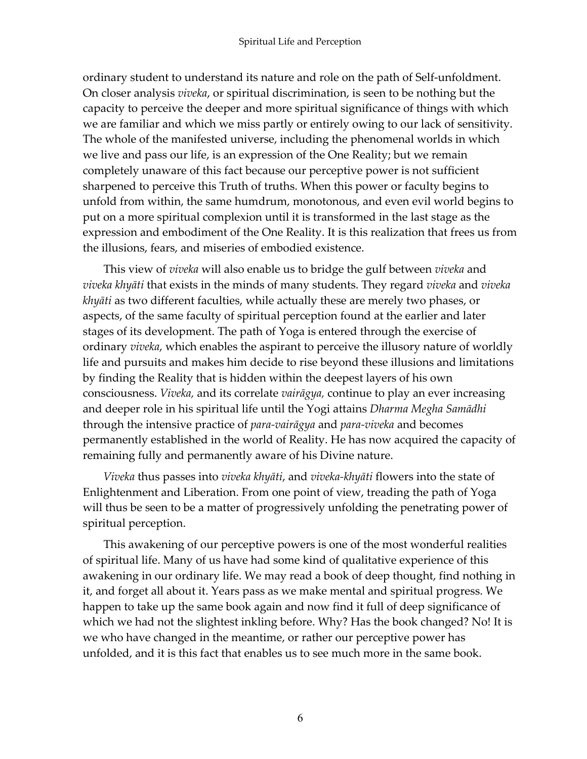ordinary student to understand its nature and role on the path of Self-unfoldment. On closer analysis *viveka*, or spiritual discrimination, is seen to be nothing but the capacity to perceive the deeper and more spiritual significance of things with which we are familiar and which we miss partly or entirely owing to our lack of sensitivity. The whole of the manifested universe, including the phenomenal worlds in which we live and pass our life, is an expression of the One Reality; but we remain completely unaware of this fact because our perceptive power is not sufficient sharpened to perceive this Truth of truths. When this power or faculty begins to unfold from within, the same humdrum, monotonous, and even evil world begins to put on a more spiritual complexion until it is transformed in the last stage as the expression and embodiment of the One Reality. It is this realization that frees us from the illusions, fears, and miseries of embodied existence.

This view of *viveka* will also enable us to bridge the gulf between *viveka* and *viveka khyāti* that exists in the minds of many students. They regard *viveka* and *viveka khyāti* as two different faculties, while actually these are merely two phases, or aspects, of the same faculty of spiritual perception found at the earlier and later stages of its development. The path of Yoga is entered through the exercise of ordinary *viveka*, which enables the aspirant to perceive the illusory nature of worldly life and pursuits and makes him decide to rise beyond these illusions and limitations by finding the Reality that is hidden within the deepest layers of his own consciousness. *Viveka,* and its correlate *vairāgya,* continue to play an ever increasing and deeper role in his spiritual life until the Yogi attains *Dharma Megha Samādhi* through the intensive practice of *para-vairāgya* and *para-viveka* and becomes permanently established in the world of Reality. He has now acquired the capacity of remaining fully and permanently aware of his Divine nature.

*Viveka* thus passes into *viveka khyāti*, and *viveka-khyāti* flowers into the state of Enlightenment and Liberation. From one point of view, treading the path of Yoga will thus be seen to be a matter of progressively unfolding the penetrating power of spiritual perception.

This awakening of our perceptive powers is one of the most wonderful realities of spiritual life. Many of us have had some kind of qualitative experience of this awakening in our ordinary life. We may read a book of deep thought, find nothing in it, and forget all about it. Years pass as we make mental and spiritual progress. We happen to take up the same book again and now find it full of deep significance of which we had not the slightest inkling before. Why? Has the book changed? No! It is we who have changed in the meantime, or rather our perceptive power has unfolded, and it is this fact that enables us to see much more in the same book.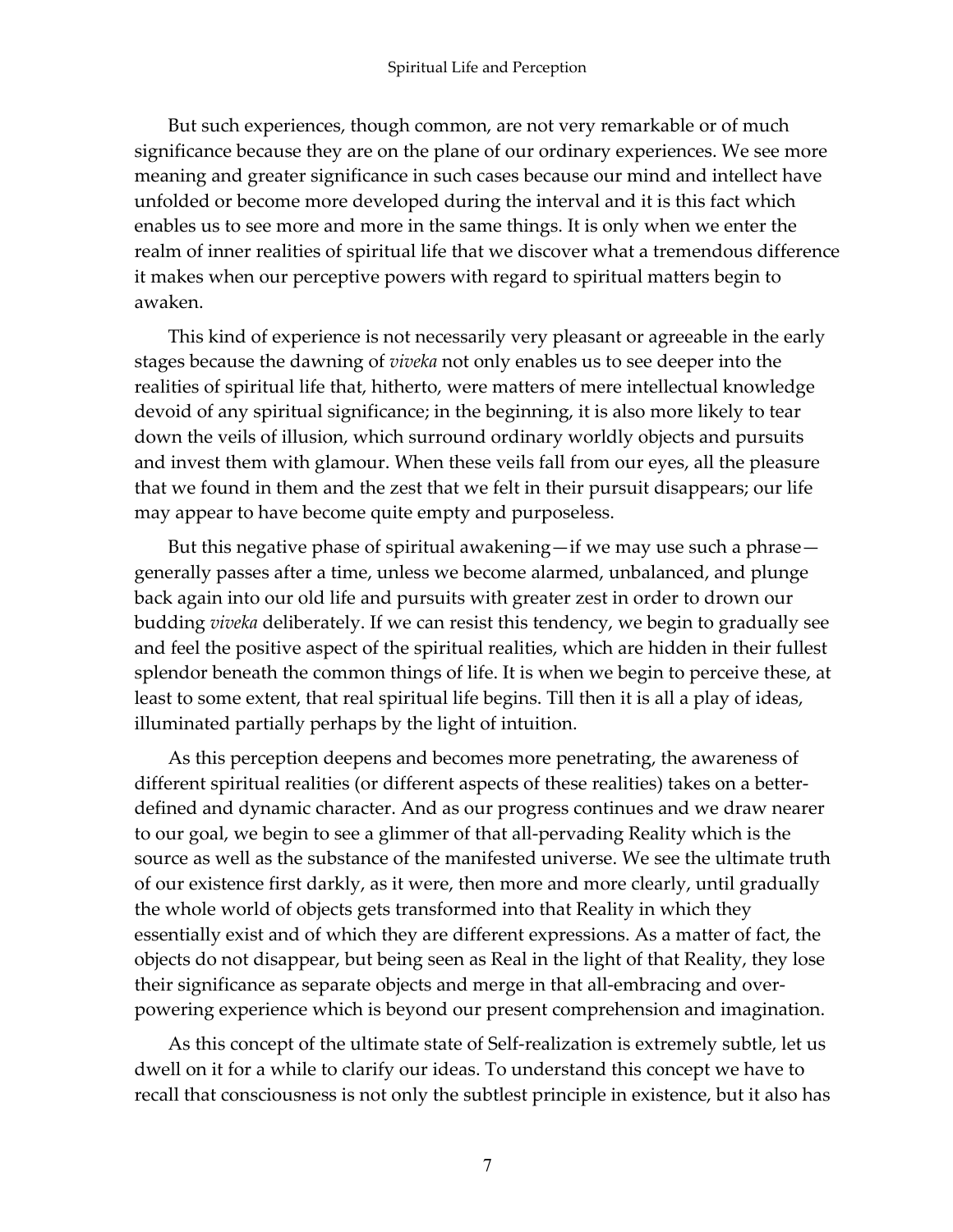But such experiences, though common, are not very remarkable or of much significance because they are on the plane of our ordinary experiences. We see more meaning and greater significance in such cases because our mind and intellect have unfolded or become more developed during the interval and it is this fact which enables us to see more and more in the same things. It is only when we enter the realm of inner realities of spiritual life that we discover what a tremendous difference it makes when our perceptive powers with regard to spiritual matters begin to awaken.

This kind of experience is not necessarily very pleasant or agreeable in the early stages because the dawning of *viveka* not only enables us to see deeper into the realities of spiritual life that, hitherto, were matters of mere intellectual knowledge devoid of any spiritual significance; in the beginning, it is also more likely to tear down the veils of illusion, which surround ordinary worldly objects and pursuits and invest them with glamour. When these veils fall from our eyes, all the pleasure that we found in them and the zest that we felt in their pursuit disappears; our life may appear to have become quite empty and purposeless.

But this negative phase of spiritual awakening—if we may use such a phrase—generally passes after a time, unless we become alarmed, unbalanced, and plunge back again into our old life and pursuits with greater zest in order to drown our budding *viveka* deliberately. If we can resist this tendency, we begin to gradually see and feel the positive aspect of the spiritual realities, which are hidden in their fullest splendor beneath the common things of life. It is when we begin to perceive these, at least to some extent, that real spiritual life begins. Till then it is all a play of ideas, illuminated partially perhaps by the light of intuition.

As this perception deepens and becomes more penetrating, the awareness of different spiritual realities (or different aspects of these realities) takes on a better-defined and dynamic character. And as our progress continues and we draw nearer to our goal, we begin to see a glimmer of that all-pervading Reality which is the source as well as the substance of the manifested universe. We see the ultimate truth of our existence first darkly, as it were, then more and more clearly, until gradually the whole world of objects gets transformed into that Reality in which they essentially exist and of which they are different expressions. As a matter of fact, the objects do not disappear, but being seen as Real in the light of that Reality, they lose their significance as separate objects and merge in that all-embracing and over-powering experience which is beyond our present comprehension and imagination.

As this concept of the ultimate state of Self-realization is extremely subtle, let us dwell on it for a while to clarify our ideas. To understand this concept we have to recall that consciousness is not only the subtlest principle in existence, but it also has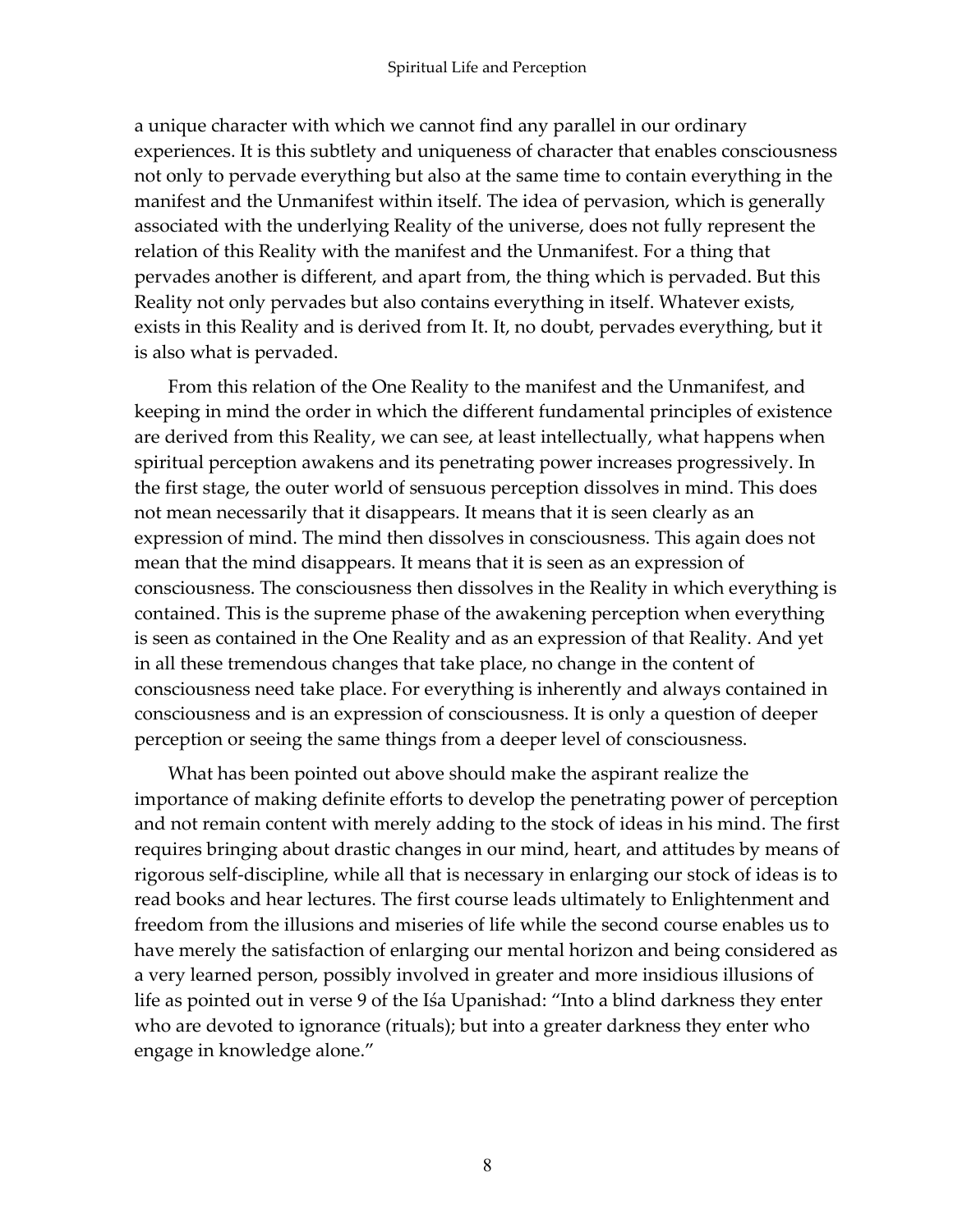a unique character with which we cannot find any parallel in our ordinary experiences. It is this subtlety and uniqueness of character that enables consciousness not only to pervade everything but also at the same time to contain everything in the manifest and the Unmanifest within itself. The idea of pervasion, which is generally associated with the underlying Reality of the universe, does not fully represent the relation of this Reality with the manifest and the Unmanifest. For a thing that pervades another is different, and apart from, the thing which is pervaded. But this Reality not only pervades but also contains everything in itself. Whatever exists, exists in this Reality and is derived from It. It, no doubt, pervades everything, but it is also what is pervaded.

From this relation of the One Reality to the manifest and the Unmanifest, and keeping in mind the order in which the different fundamental principles of existence are derived from this Reality, we can see, at least intellectually, what happens when spiritual perception awakens and its penetrating power increases progressively. In the first stage, the outer world of sensuous perception dissolves in mind. This does not mean necessarily that it disappears. It means that it is seen clearly as an expression of mind. The mind then dissolves in consciousness. This again does not mean that the mind disappears. It means that it is seen as an expression of consciousness. The consciousness then dissolves in the Reality in which everything is contained. This is the supreme phase of the awakening perception when everything is seen as contained in the One Reality and as an expression of that Reality. And yet in all these tremendous changes that take place, no change in the content of consciousness need take place. For everything is inherently and always contained in consciousness and is an expression of consciousness. It is only a question of deeper perception or seeing the same things from a deeper level of consciousness.

What has been pointed out above should make the aspirant realize the importance of making definite efforts to develop the penetrating power of perception and not remain content with merely adding to the stock of ideas in his mind. The first requires bringing about drastic changes in our mind, heart, and attitudes by means of rigorous self-discipline, while all that is necessary in enlarging our stock of ideas is to read books and hear lectures. The first course leads ultimately to Enlightenment and freedom from the illusions and miseries of life while the second course enables us to have merely the satisfaction of enlarging our mental horizon and being considered as a very learned person, possibly involved in greater and more insidious illusions of life as pointed out in verse 9 of the Iśa Upanishad: "Into a blind darkness they enter who are devoted to ignorance (rituals); but into a greater darkness they enter who engage in knowledge alone."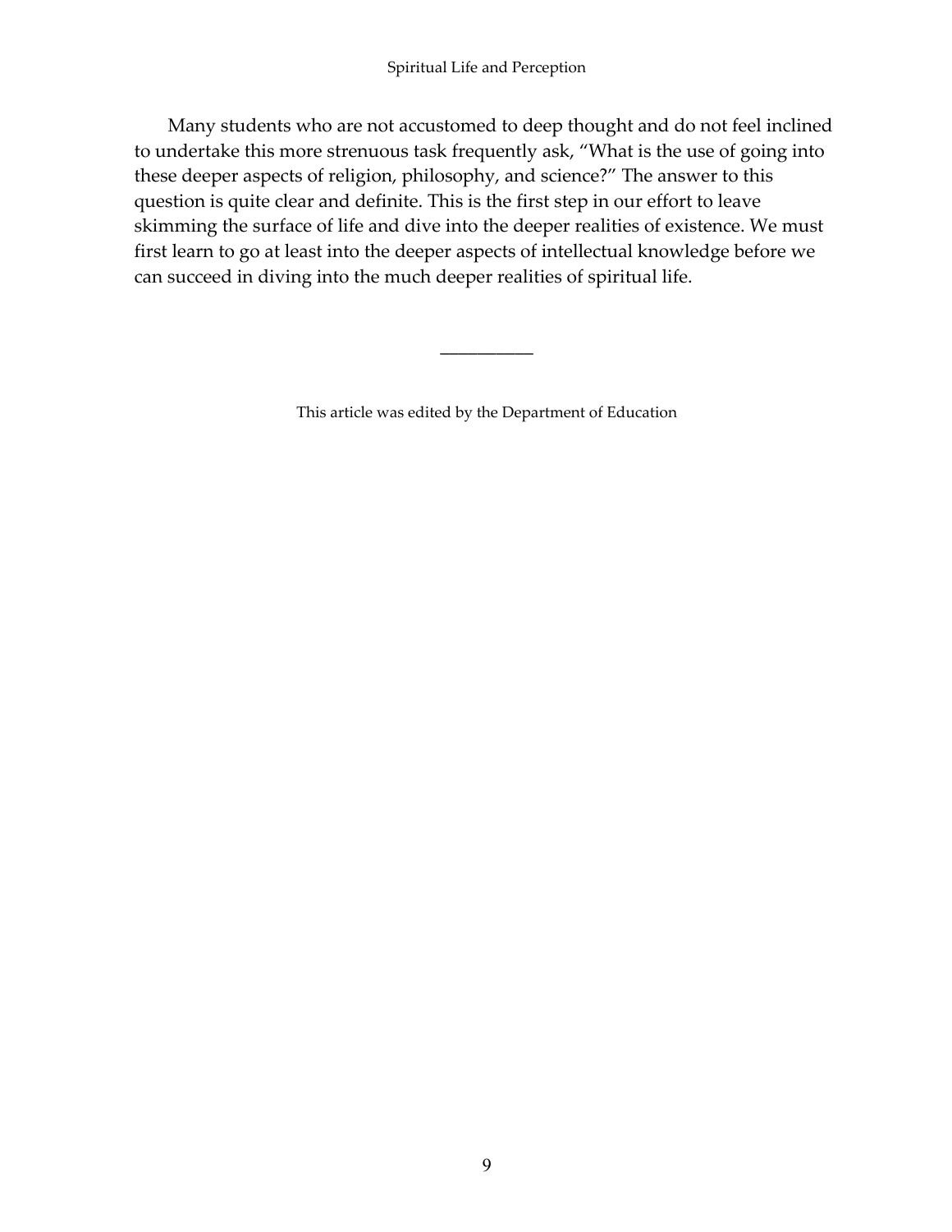Many students who are not accustomed to deep thought and do not feel inclined to undertake this more strenuous task frequently ask, “What is the use of going into these deeper aspects of religion, philosophy, and science?” The answer to this question is quite clear and definite. This is the first step in our effort to leave skimming the surface of life and dive into the deeper realities of existence. We must first learn to go at least into the deeper aspects of intellectual knowledge before we can succeed in diving into the much deeper realities of spiritual life.

---

This article was edited by the Department of Education